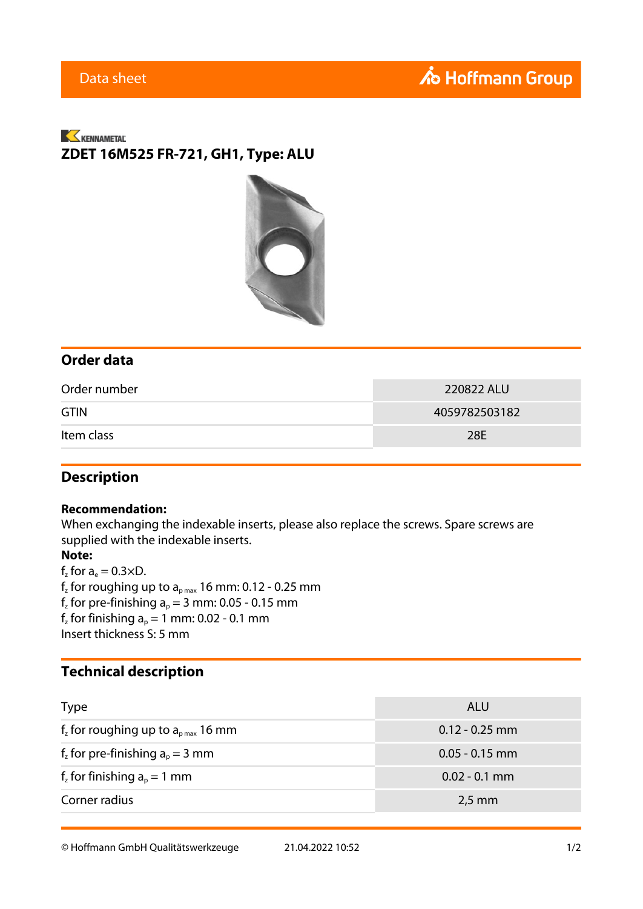Data sheet

KENNAMETAL

# ZDET 16M525 FR-721, GH1, Type: ALU

## Order data

| Order number | 220822 ALU |
|---|---|
| GTIN | 4059782503182 |
| Item class | 28E |

## Description

**Recommendation:**
When exchanging the indexable inserts, please also replace the screws. Spare screws are supplied with the indexable inserts.
**Note:**
$f_z$ for $a_e = 0.3 \times D$.
$f_z$ for roughing up to $a_{p\,max}$ 16 mm: 0.12 - 0.25 mm
$f_z$ for pre-finishing $a_p = 3$ mm: 0.05 - 0.15 mm
$f_z$ for finishing $a_p = 1$ mm: 0.02 - 0.1 mm
Insert thickness S: 5 mm

## Technical description

| Type | ALU |
|---|---|
| $f_z$ for roughing up to $a_{p\,max}$ 16 mm | 0.12 - 0.25 mm |
| $f_z$ for pre-finishing $a_p = 3$ mm | 0.05 - 0.15 mm |
| $f_z$ for finishing $a_p = 1$ mm | 0.02 - 0.1 mm |
| Corner radius | 2,5 mm |

© Hoffmann GmbH Qualitätswerkzeuge 21.04.2022 10:52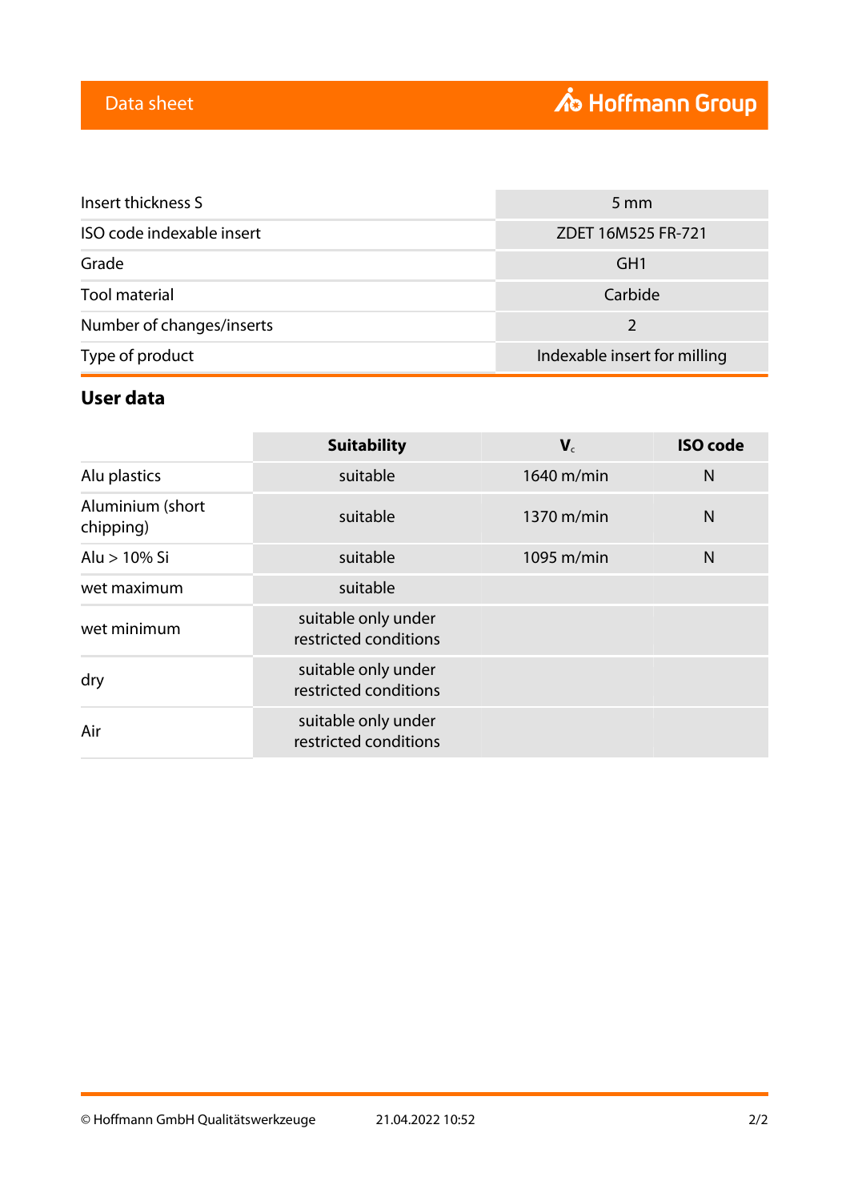| | |
|---|---|
| Insert thickness S | 5 mm |
| ISO code indexable insert | ZDET 16M525 FR-721 |
| Grade | GH1 |
| Tool material | Carbide |
| Number of changes/inserts | 2 |
| Type of product | Indexable insert for milling |

## User data

| | Suitability | $V_c$ | ISO code |
|---|---|---|---|
| Alu plastics | suitable | 1640 m/min | N |
| Aluminium (short chipping) | suitable | 1370 m/min | N |
| Alu > 10% Si | suitable | 1095 m/min | N |
| wet maximum | suitable | | |
| wet minimum | suitable only under restricted conditions | | |
| dry | suitable only under restricted conditions | | |
| Air | suitable only under restricted conditions | | |

© Hoffmann GmbH Qualitätswerkzeuge 21.04.2022 10:52